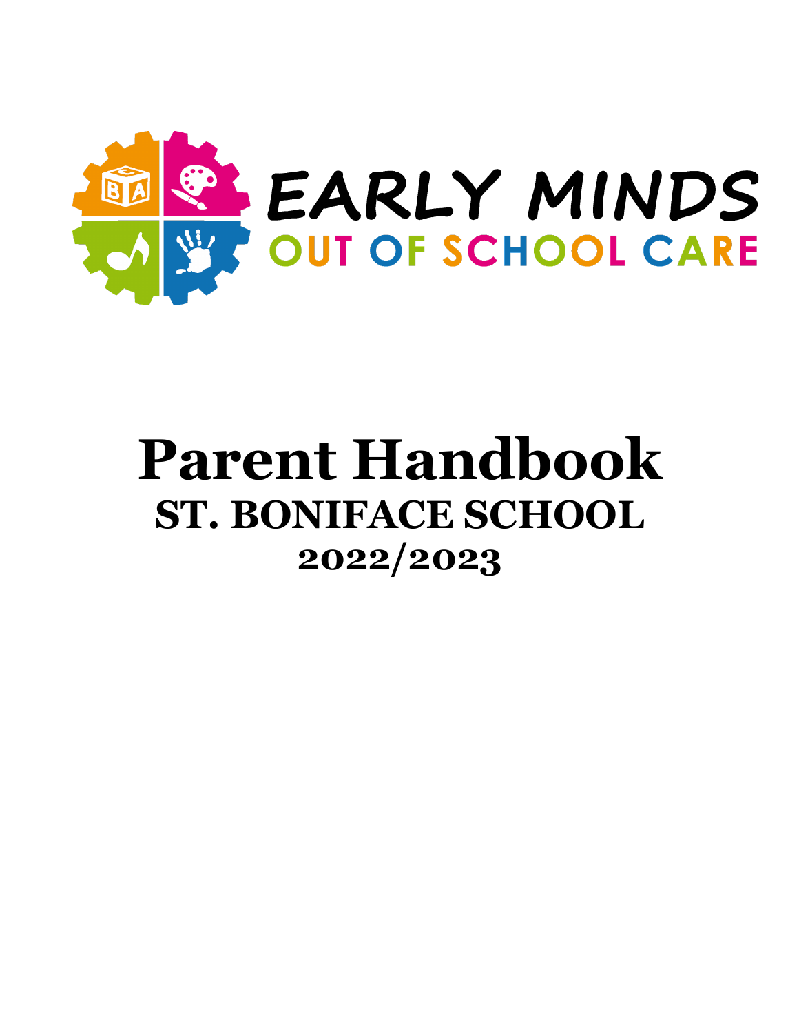EARLY MINDS

OUT OF SCHOOL CARE

# Parent Handbook

## ST. BONIFACE SCHOOL

## 2022/2023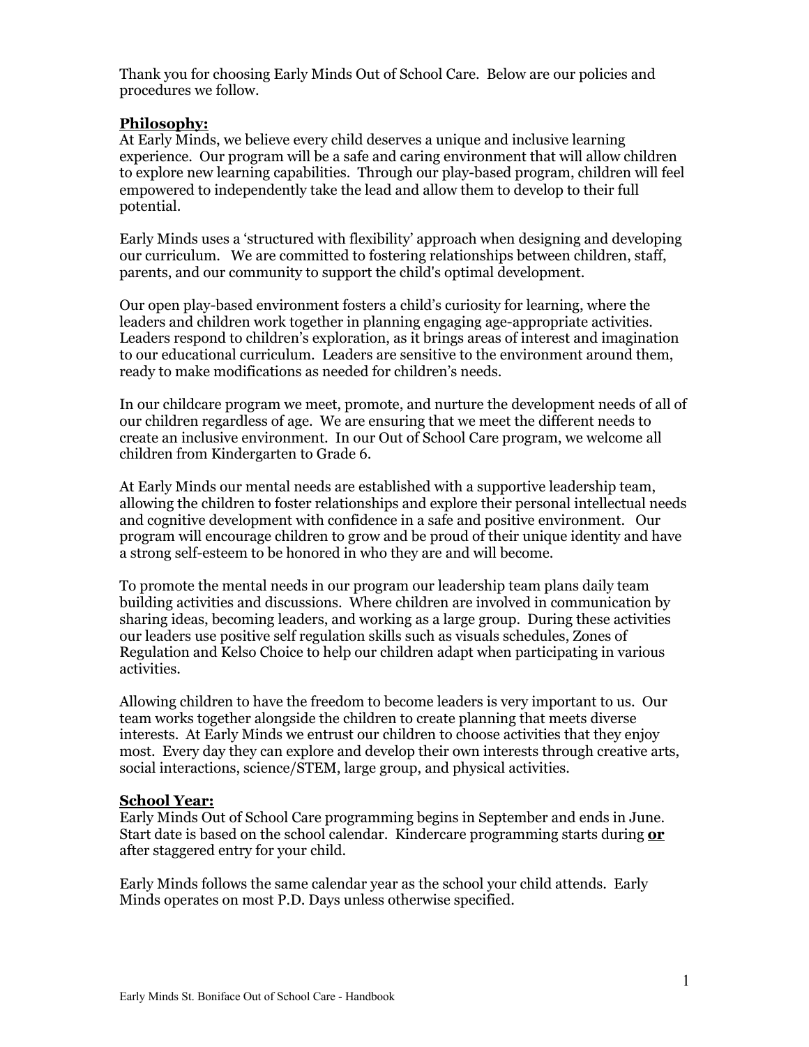Thank you for choosing Early Minds Out of School Care. Below are our policies and procedures we follow.

## Philosophy:

At Early Minds, we believe every child deserves a unique and inclusive learning experience. Our program will be a safe and caring environment that will allow children to explore new learning capabilities. Through our play-based program, children will feel empowered to independently take the lead and allow them to develop to their full potential.

Early Minds uses a 'structured with flexibility' approach when designing and developing our curriculum. We are committed to fostering relationships between children, staff, parents, and our community to support the child's optimal development.

Our open play-based environment fosters a child's curiosity for learning, where the leaders and children work together in planning engaging age-appropriate activities. Leaders respond to children's exploration, as it brings areas of interest and imagination to our educational curriculum. Leaders are sensitive to the environment around them, ready to make modifications as needed for children's needs.

In our childcare program we meet, promote, and nurture the development needs of all of our children regardless of age. We are ensuring that we meet the different needs to create an inclusive environment. In our Out of School Care program, we welcome all children from Kindergarten to Grade 6.

At Early Minds our mental needs are established with a supportive leadership team, allowing the children to foster relationships and explore their personal intellectual needs and cognitive development with confidence in a safe and positive environment. Our program will encourage children to grow and be proud of their unique identity and have a strong self-esteem to be honored in who they are and will become.

To promote the mental needs in our program our leadership team plans daily team building activities and discussions. Where children are involved in communication by sharing ideas, becoming leaders, and working as a large group. During these activities our leaders use positive self regulation skills such as visuals schedules, Zones of Regulation and Kelso Choice to help our children adapt when participating in various activities.

Allowing children to have the freedom to become leaders is very important to us. Our team works together alongside the children to create planning that meets diverse interests. At Early Minds we entrust our children to choose activities that they enjoy most. Every day they can explore and develop their own interests through creative arts, social interactions, science/STEM, large group, and physical activities.

## School Year:

Early Minds Out of School Care programming begins in September and ends in June. Start date is based on the school calendar. Kindercare programming starts during **or** after staggered entry for your child.

Early Minds follows the same calendar year as the school your child attends. Early Minds operates on most P.D. Days unless otherwise specified.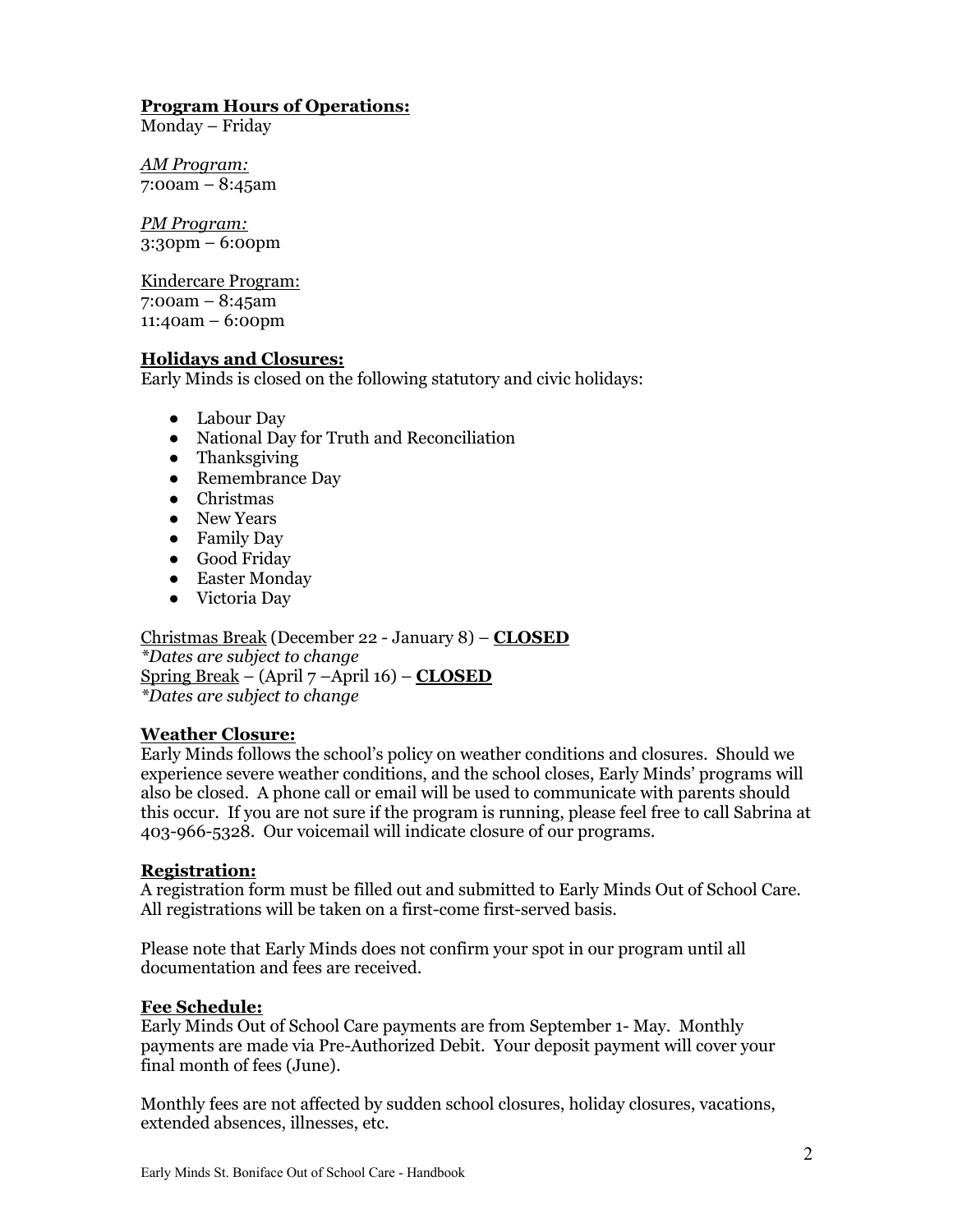## **Program Hours of Operations:**

Monday – Friday

*AM Program:*
7:00am – 8:45am

*PM Program:*
3:30pm – 6:00pm

Kindercare Program:
7:00am – 8:45am
11:40am – 6:00pm

## **Holidays and Closures:**

Early Minds is closed on the following statutory and civic holidays:

- Labour Day
- National Day for Truth and Reconciliation
- Thanksgiving
- Remembrance Day
- Christmas
- New Years
- Family Day
- Good Friday
- Easter Monday
- Victoria Day

Christmas Break (December 22 - January 8) – **CLOSED**
*\*Dates are subject to change*
Spring Break – (April 7 –April 16) – **CLOSED**
*\*Dates are subject to change*

## **Weather Closure:**

Early Minds follows the school's policy on weather conditions and closures. Should we experience severe weather conditions, and the school closes, Early Minds' programs will also be closed. A phone call or email will be used to communicate with parents should this occur. If you are not sure if the program is running, please feel free to call Sabrina at 403-966-5328. Our voicemail will indicate closure of our programs.

## **Registration:**

A registration form must be filled out and submitted to Early Minds Out of School Care. All registrations will be taken on a first-come first-served basis.

Please note that Early Minds does not confirm your spot in our program until all documentation and fees are received.

## **Fee Schedule:**

Early Minds Out of School Care payments are from September 1- May. Monthly payments are made via Pre-Authorized Debit. Your deposit payment will cover your final month of fees (June).

Monthly fees are not affected by sudden school closures, holiday closures, vacations, extended absences, illnesses, etc.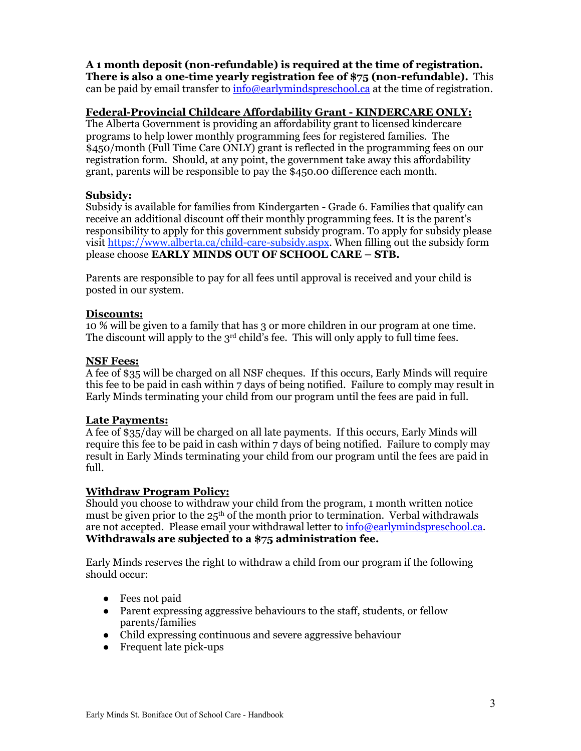**A 1 month deposit (non-refundable) is required at the time of registration. There is also a one-time yearly registration fee of $75 (non-refundable).** This can be paid by email transfer to info@earlymindspreschool.ca at the time of registration.

**Federal-Provincial Childcare Affordability Grant - KINDERCARE ONLY:**

The Alberta Government is providing an affordability grant to licensed kindercare programs to help lower monthly programming fees for registered families. The $450/month (Full Time Care ONLY) grant is reflected in the programming fees on our registration form. Should, at any point, the government take away this affordability grant, parents will be responsible to pay the $450.00 difference each month.

**Subsidy:**

Subsidy is available for families from Kindergarten - Grade 6. Families that qualify can receive an additional discount off their monthly programming fees. It is the parent's responsibility to apply for this government subsidy program. To apply for subsidy please visit https://www.alberta.ca/child-care-subsidy.aspx. When filling out the subsidy form please choose **EARLY MINDS OUT OF SCHOOL CARE – STB.**

Parents are responsible to pay for all fees until approval is received and your child is posted in our system.

**Discounts:**

10 % will be given to a family that has 3 or more children in our program at one time. The discount will apply to the 3rd child's fee. This will only apply to full time fees.

**NSF Fees:**

A fee of $35 will be charged on all NSF cheques. If this occurs, Early Minds will require this fee to be paid in cash within 7 days of being notified. Failure to comply may result in Early Minds terminating your child from our program until the fees are paid in full.

**Late Payments:**

A fee of $35/day will be charged on all late payments. If this occurs, Early Minds will require this fee to be paid in cash within 7 days of being notified. Failure to comply may result in Early Minds terminating your child from our program until the fees are paid in full.

**Withdraw Program Policy:**

Should you choose to withdraw your child from the program, 1 month written notice must be given prior to the 25th of the month prior to termination. Verbal withdrawals are not accepted. Please email your withdrawal letter to info@earlymindspreschool.ca. **Withdrawals are subjected to a $75 administration fee.**

Early Minds reserves the right to withdraw a child from our program if the following should occur:

- Fees not paid
- Parent expressing aggressive behaviours to the staff, students, or fellow parents/families
- Child expressing continuous and severe aggressive behaviour
- Frequent late pick-ups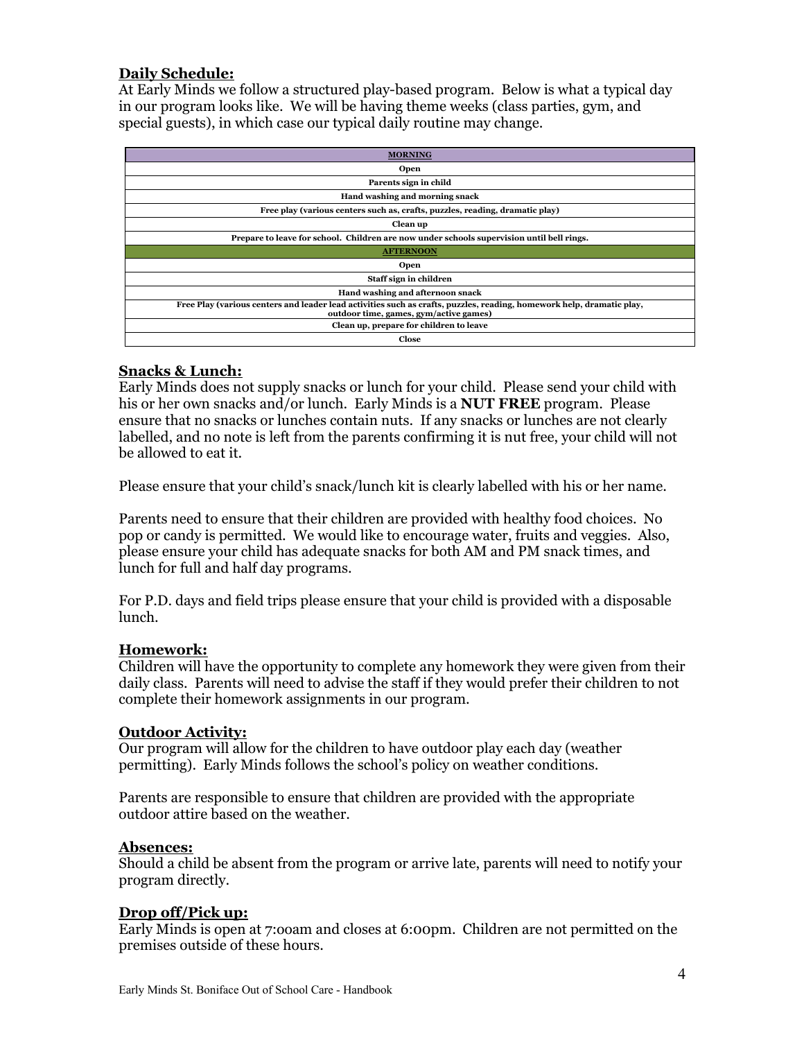## Daily Schedule:

At Early Minds we follow a structured play-based program. Below is what a typical day in our program looks like. We will be having theme weeks (class parties, gym, and special guests), in which case our typical daily routine may change.

| MORNING |
|---|
| Open |
| Parents sign in child |
| Hand washing and morning snack |
| Free play (various centers such as, crafts, puzzles, reading, dramatic play) |
| Clean up |
| Prepare to leave for school. Children are now under schools supervision until bell rings. |
| **AFTERNOON** |
| Open |
| Staff sign in children |
| Hand washing and afternoon snack |
| Free Play (various centers and leader lead activities such as crafts, puzzles, reading, homework help, dramatic play, outdoor time, games, gym/active games) |
| Clean up, prepare for children to leave |
| Close |

## Snacks & Lunch:

Early Minds does not supply snacks or lunch for your child. Please send your child with his or her own snacks and/or lunch. Early Minds is a **NUT FREE** program. Please ensure that no snacks or lunches contain nuts. If any snacks or lunches are not clearly labelled, and no note is left from the parents confirming it is nut free, your child will not be allowed to eat it.

Please ensure that your child's snack/lunch kit is clearly labelled with his or her name.

Parents need to ensure that their children are provided with healthy food choices. No pop or candy is permitted. We would like to encourage water, fruits and veggies. Also, please ensure your child has adequate snacks for both AM and PM snack times, and lunch for full and half day programs.

For P.D. days and field trips please ensure that your child is provided with a disposable lunch.

## Homework:

Children will have the opportunity to complete any homework they were given from their daily class. Parents will need to advise the staff if they would prefer their children to not complete their homework assignments in our program.

## Outdoor Activity:

Our program will allow for the children to have outdoor play each day (weather permitting). Early Minds follows the school's policy on weather conditions.

Parents are responsible to ensure that children are provided with the appropriate outdoor attire based on the weather.

## Absences:

Should a child be absent from the program or arrive late, parents will need to notify your program directly.

## Drop off/Pick up:

Early Minds is open at 7:00am and closes at 6:00pm. Children are not permitted on the premises outside of these hours.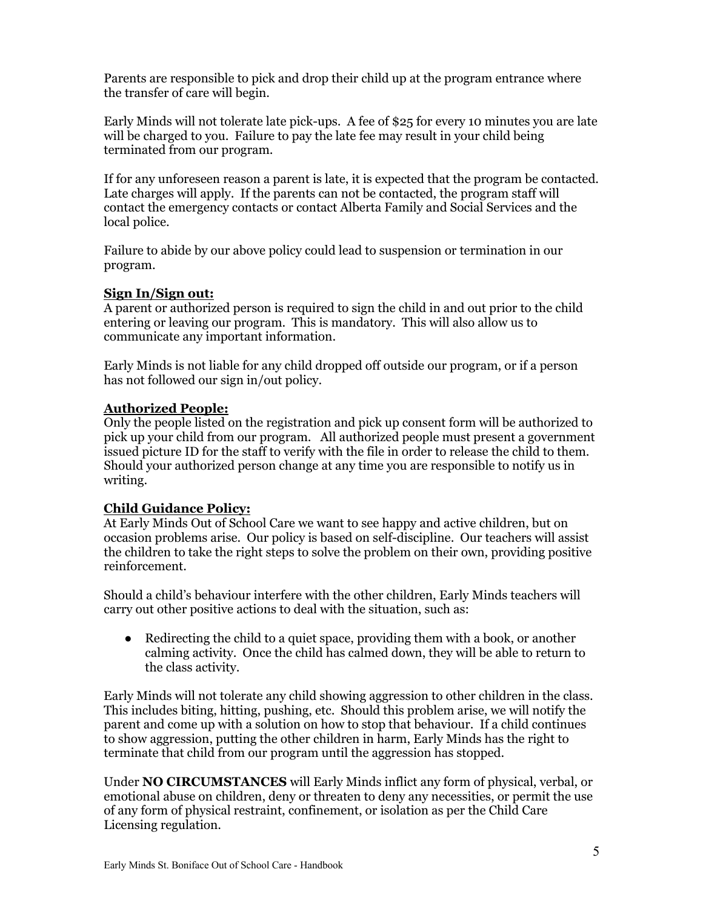Parents are responsible to pick and drop their child up at the program entrance where the transfer of care will begin.

Early Minds will not tolerate late pick-ups. A fee of $25 for every 10 minutes you are late will be charged to you. Failure to pay the late fee may result in your child being terminated from our program.

If for any unforeseen reason a parent is late, it is expected that the program be contacted. Late charges will apply. If the parents can not be contacted, the program staff will contact the emergency contacts or contact Alberta Family and Social Services and the local police.

Failure to abide by our above policy could lead to suspension or termination in our program.

**Sign In/Sign out:**
A parent or authorized person is required to sign the child in and out prior to the child entering or leaving our program. This is mandatory. This will also allow us to communicate any important information.

Early Minds is not liable for any child dropped off outside our program, or if a person has not followed our sign in/out policy.

**Authorized People:**
Only the people listed on the registration and pick up consent form will be authorized to pick up your child from our program. All authorized people must present a government issued picture ID for the staff to verify with the file in order to release the child to them. Should your authorized person change at any time you are responsible to notify us in writing.

**Child Guidance Policy:**
At Early Minds Out of School Care we want to see happy and active children, but on occasion problems arise. Our policy is based on self-discipline. Our teachers will assist the children to take the right steps to solve the problem on their own, providing positive reinforcement.

Should a child's behaviour interfere with the other children, Early Minds teachers will carry out other positive actions to deal with the situation, such as:

- Redirecting the child to a quiet space, providing them with a book, or another calming activity. Once the child has calmed down, they will be able to return to the class activity.

Early Minds will not tolerate any child showing aggression to other children in the class. This includes biting, hitting, pushing, etc. Should this problem arise, we will notify the parent and come up with a solution on how to stop that behaviour. If a child continues to show aggression, putting the other children in harm, Early Minds has the right to terminate that child from our program until the aggression has stopped.

Under **NO CIRCUMSTANCES** will Early Minds inflict any form of physical, verbal, or emotional abuse on children, deny or threaten to deny any necessities, or permit the use of any form of physical restraint, confinement, or isolation as per the Child Care Licensing regulation.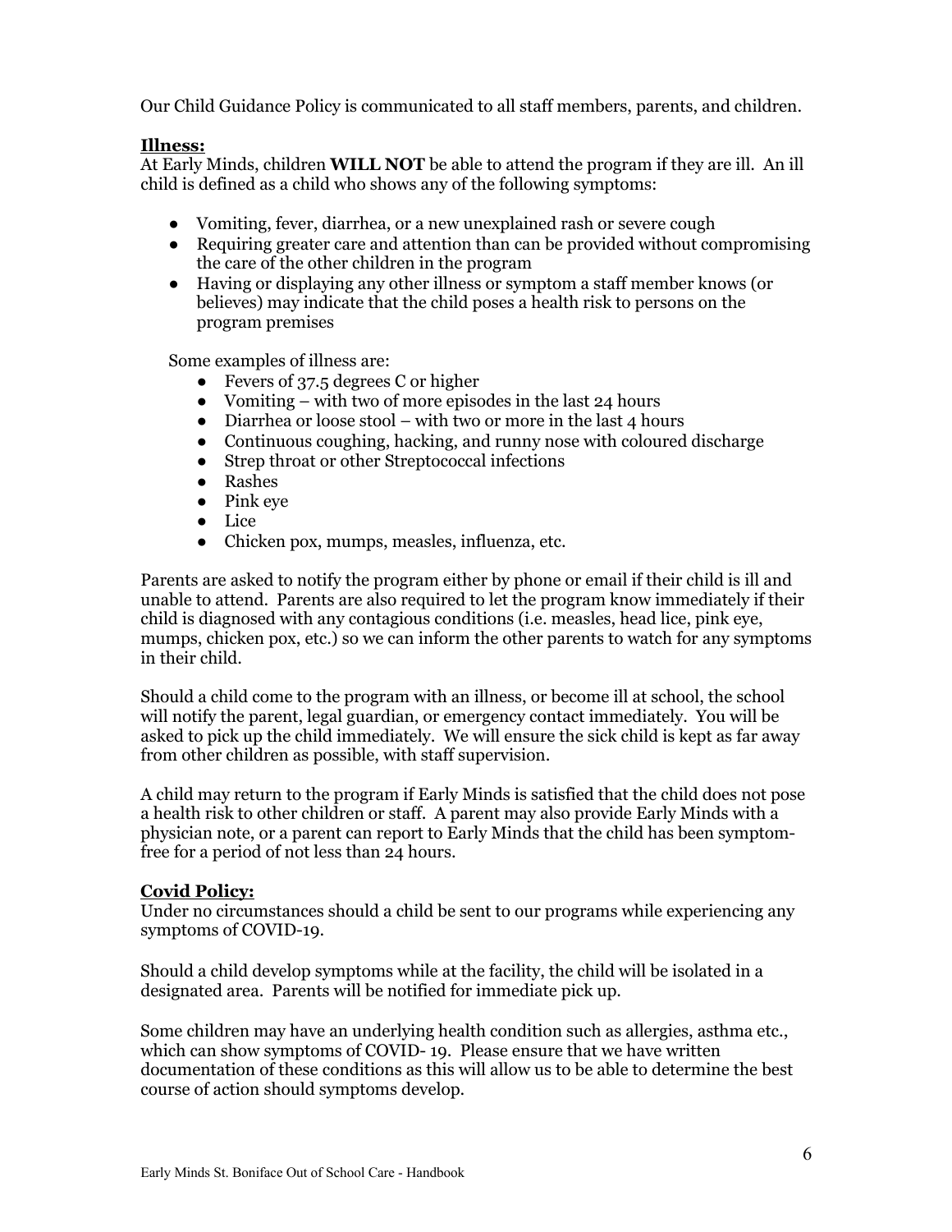Our Child Guidance Policy is communicated to all staff members, parents, and children.

## Illness:

At Early Minds, children **WILL NOT** be able to attend the program if they are ill. An ill child is defined as a child who shows any of the following symptoms:

- Vomiting, fever, diarrhea, or a new unexplained rash or severe cough
- Requiring greater care and attention than can be provided without compromising the care of the other children in the program
- Having or displaying any other illness or symptom a staff member knows (or believes) may indicate that the child poses a health risk to persons on the program premises

Some examples of illness are:

- Fevers of 37.5 degrees C or higher
- Vomiting – with two of more episodes in the last 24 hours
- Diarrhea or loose stool – with two or more in the last 4 hours
- Continuous coughing, hacking, and runny nose with coloured discharge
- Strep throat or other Streptococcal infections
- Rashes
- Pink eye
- Lice
- Chicken pox, mumps, measles, influenza, etc.

Parents are asked to notify the program either by phone or email if their child is ill and unable to attend. Parents are also required to let the program know immediately if their child is diagnosed with any contagious conditions (i.e. measles, head lice, pink eye, mumps, chicken pox, etc.) so we can inform the other parents to watch for any symptoms in their child.

Should a child come to the program with an illness, or become ill at school, the school will notify the parent, legal guardian, or emergency contact immediately. You will be asked to pick up the child immediately. We will ensure the sick child is kept as far away from other children as possible, with staff supervision.

A child may return to the program if Early Minds is satisfied that the child does not pose a health risk to other children or staff. A parent may also provide Early Minds with a physician note, or a parent can report to Early Minds that the child has been symptom-free for a period of not less than 24 hours.

## Covid Policy:

Under no circumstances should a child be sent to our programs while experiencing any symptoms of COVID-19.

Should a child develop symptoms while at the facility, the child will be isolated in a designated area. Parents will be notified for immediate pick up.

Some children may have an underlying health condition such as allergies, asthma etc., which can show symptoms of COVID- 19. Please ensure that we have written documentation of these conditions as this will allow us to be able to determine the best course of action should symptoms develop.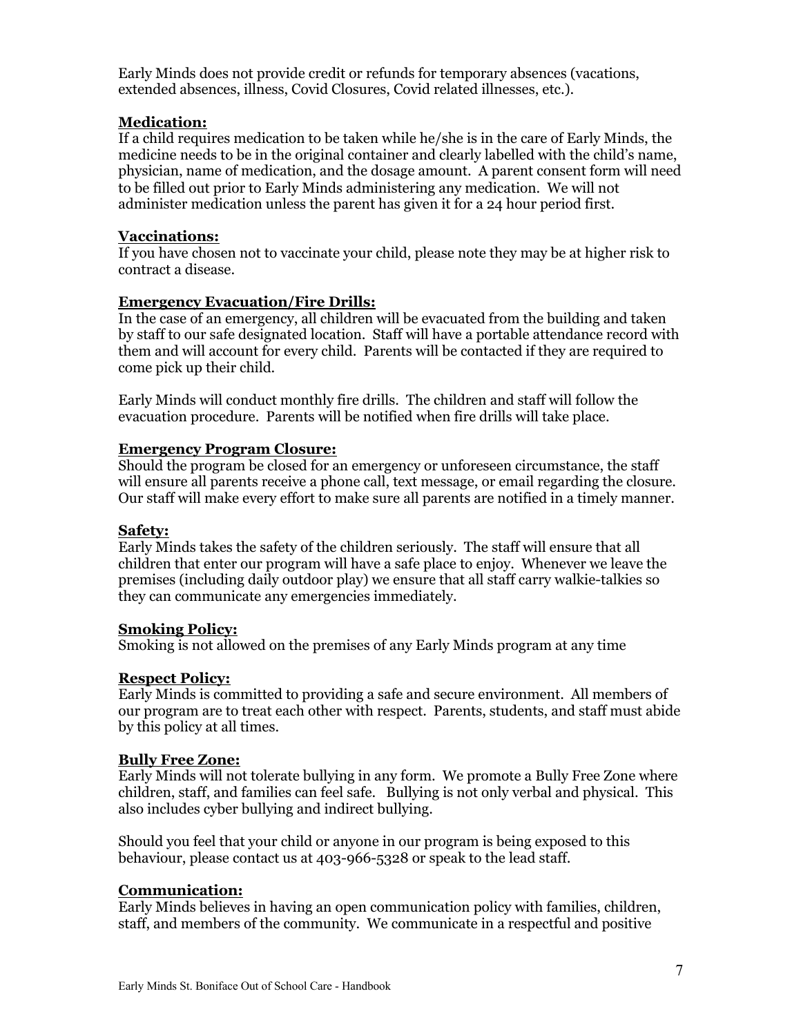Early Minds does not provide credit or refunds for temporary absences (vacations, extended absences, illness, Covid Closures, Covid related illnesses, etc.).

## Medication:

If a child requires medication to be taken while he/she is in the care of Early Minds, the medicine needs to be in the original container and clearly labelled with the child's name, physician, name of medication, and the dosage amount. A parent consent form will need to be filled out prior to Early Minds administering any medication. We will not administer medication unless the parent has given it for a 24 hour period first.

## Vaccinations:

If you have chosen not to vaccinate your child, please note they may be at higher risk to contract a disease.

## Emergency Evacuation/Fire Drills:

In the case of an emergency, all children will be evacuated from the building and taken by staff to our safe designated location. Staff will have a portable attendance record with them and will account for every child. Parents will be contacted if they are required to come pick up their child.

Early Minds will conduct monthly fire drills. The children and staff will follow the evacuation procedure. Parents will be notified when fire drills will take place.

## Emergency Program Closure:

Should the program be closed for an emergency or unforeseen circumstance, the staff will ensure all parents receive a phone call, text message, or email regarding the closure. Our staff will make every effort to make sure all parents are notified in a timely manner.

## Safety:

Early Minds takes the safety of the children seriously. The staff will ensure that all children that enter our program will have a safe place to enjoy. Whenever we leave the premises (including daily outdoor play) we ensure that all staff carry walkie-talkies so they can communicate any emergencies immediately.

## Smoking Policy:

Smoking is not allowed on the premises of any Early Minds program at any time

## Respect Policy:

Early Minds is committed to providing a safe and secure environment. All members of our program are to treat each other with respect. Parents, students, and staff must abide by this policy at all times.

## Bully Free Zone:

Early Minds will not tolerate bullying in any form. We promote a Bully Free Zone where children, staff, and families can feel safe. Bullying is not only verbal and physical. This also includes cyber bullying and indirect bullying.

Should you feel that your child or anyone in our program is being exposed to this behaviour, please contact us at 403-966-5328 or speak to the lead staff.

## Communication:

Early Minds believes in having an open communication policy with families, children, staff, and members of the community. We communicate in a respectful and positive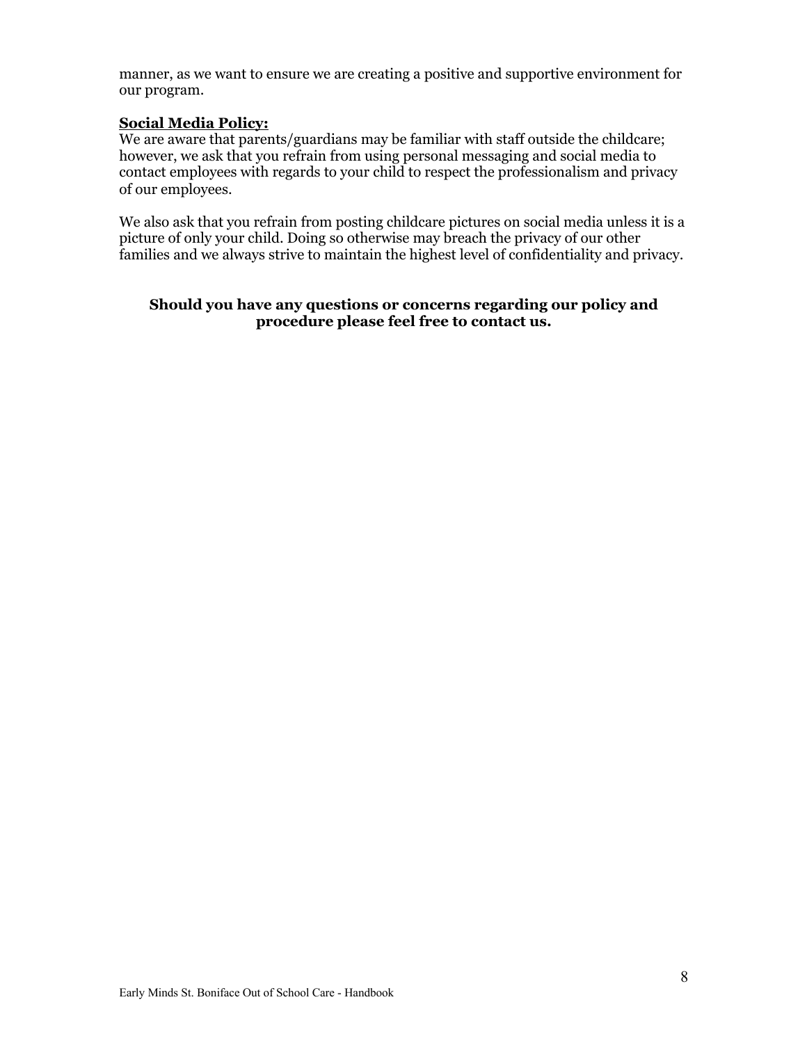manner, as we want to ensure we are creating a positive and supportive environment for our program.

**Social Media Policy:**

We are aware that parents/guardians may be familiar with staff outside the childcare; however, we ask that you refrain from using personal messaging and social media to contact employees with regards to your child to respect the professionalism and privacy of our employees.

We also ask that you refrain from posting childcare pictures on social media unless it is a picture of only your child. Doing so otherwise may breach the privacy of our other families and we always strive to maintain the highest level of confidentiality and privacy.

**Should you have any questions or concerns regarding our policy and procedure please feel free to contact us.**